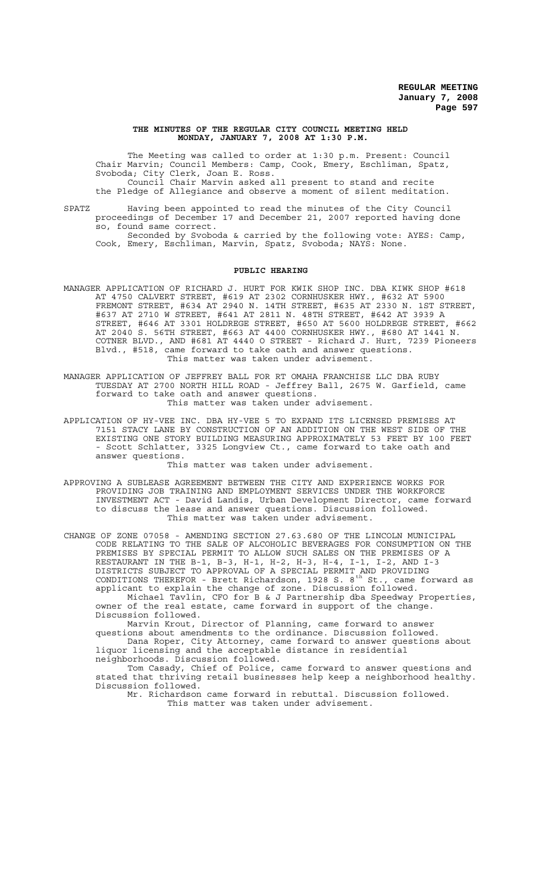**THE MINUTES OF THE REGULAR CITY COUNCIL MEETING HELD MONDAY, JANUARY 7, 2008 AT 1:30 P.M.**

The Meeting was called to order at 1:30 p.m. Present: Council Chair Marvin; Council Members: Camp, Cook, Emery, Eschliman, Spatz, Svoboda; City Clerk, Joan E. Ross.

Council Chair Marvin asked all present to stand and recite the Pledge of Allegiance and observe a moment of silent meditation.

SPATZ Having been appointed to read the minutes of the City Council proceedings of December 17 and December 21, 2007 reported having done so, found same correct.

Seconded by Svoboda & carried by the following vote: AYES: Camp, Cook, Emery, Eschliman, Marvin, Spatz, Svoboda; NAYS: None.

## PUBLIC HEARING

MANAGER APPLICATION OF RICHARD J. HURT FOR KWIK SHOP INC. DBA KIWK SHOP #618 AT 4750 CALVERT STREET, #619 AT 2302 CORNHUSKER HWY., #632 AT 5900 FREMONT STREET, #634 AT 2940 N. 14TH STREET, #635 AT 2330 N. 1ST STREET, #637 AT 2710 W STREET, #641 AT 2811 N. 48TH STREET, #642 AT 3939 A STREET, #646 AT 3301 HOLDREGE STREET, #650 AT 5600 HOLDREGE STREET, #662 AT 2040 S. 56TH STREET, #663 AT 4400 CORNHUSKER HWY., #680 AT 1441 N. COTNER BLVD., AND #681 AT 4440 O STREET - Richard J. Hurt, 7239 Pioneers Blvd., #518, came forward to take oath and answer questions.

This matter was taken under advisement.

MANAGER APPLICATION OF JEFFREY BALL FOR RT OMAHA FRANCHISE LLC DBA RUBY TUESDAY AT 2700 NORTH HILL ROAD - Jeffrey Ball, 2675 W. Garfield, came forward to take oath and answer questions.

This matter was taken under advisement.

APPLICATION OF HY-VEE INC. DBA HY-VEE 5 TO EXPAND ITS LICENSED PREMISES AT 7151 STACY LANE BY CONSTRUCTION OF AN ADDITION ON THE WEST SIDE OF THE EXISTING ONE STORY BUILDING MEASURING APPROXIMATELY 53 FEET BY 100 FEET - Scott Schlatter, 3325 Longview Ct., came forward to take oath and answer questions.

This matter was taken under advisement.

APPROVING A SUBLEASE AGREEMENT BETWEEN THE CITY AND EXPERIENCE WORKS FOR PROVIDING JOB TRAINING AND EMPLOYMENT SERVICES UNDER THE WORKFORCE INVESTMENT ACT - David Landis, Urban Development Director, came forward to discuss the lease and answer questions. Discussion followed.

This matter was taken under advisement.

CHANGE OF ZONE 07058 - AMENDING SECTION 27.63.680 OF THE LINCOLN MUNICIPAL CODE RELATING TO THE SALE OF ALCOHOLIC BEVERAGES FOR CONSUMPTION ON THE PREMISES BY SPECIAL PERMIT TO ALLOW SUCH SALES ON THE PREMISES OF A RESTAURANT IN THE B-1, B-3, H-1, H-2, H-3, H-4, I-1, I-2, AND I-3 DISTRICTS SUBJECT TO APPROVAL OF A SPECIAL PERMIT AND PROVIDING CONDITIONS THEREFOR - Brett Richardson, 1928 S. 8th St., came forward as applicant to explain the change of zone. Discussion followed.

Michael Tavlin, CFO for B & J Partnership dba Speedway Properties, owner of the real estate, came forward in support of the change. Discussion followed.

Marvin Krout, Director of Planning, came forward to answer questions about amendments to the ordinance. Discussion followed.

Dana Roper, City Attorney, came forward to answer questions about liquor licensing and the acceptable distance in residential neighborhoods. Discussion followed.

Tom Casady, Chief of Police, came forward to answer questions and stated that thriving retail businesses help keep a neighborhood healthy. Discussion followed.

Mr. Richardson came forward in rebuttal. Discussion followed.

This matter was taken under advisement.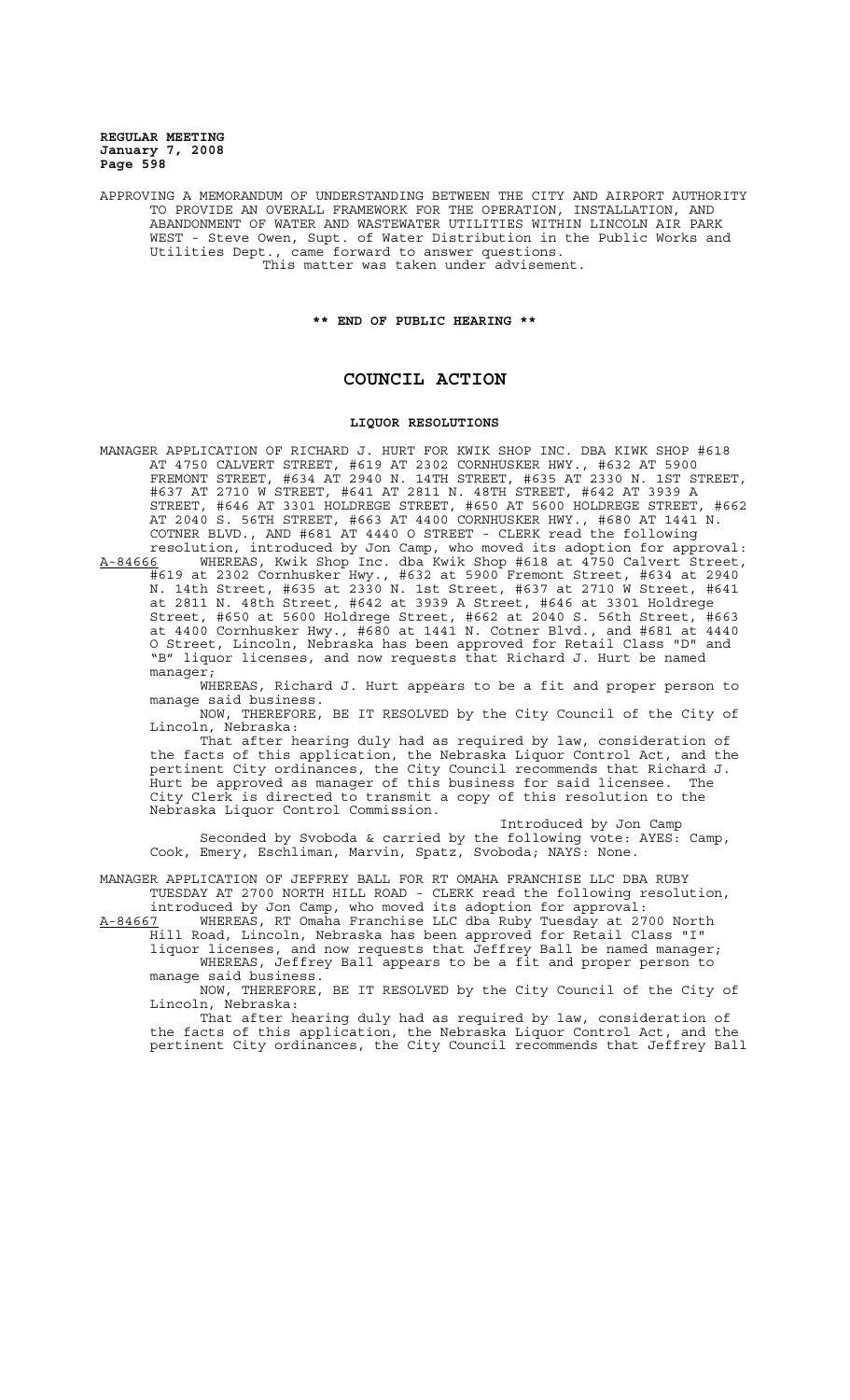APPROVING A MEMORANDUM OF UNDERSTANDING BETWEEN THE CITY AND AIRPORT AUTHORITY TO PROVIDE AN OVERALL FRAMEWORK FOR THE OPERATION, INSTALLATION, AND ABANDONMENT OF WATER AND WASTEWATER UTILITIES WITHIN LINCOLN AIR PARK WEST - Steve Owen, Supt. of Water Distribution in the Public Works and Utilities Dept., came forward to answer questions.

This matter was taken under advisement.

**\*\* END OF PUBLIC HEARING \*\***

# COUNCIL ACTION

## LIQUOR RESOLUTIONS

MANAGER APPLICATION OF RICHARD J. HURT FOR KWIK SHOP INC. DBA KIWK SHOP #618 AT 4750 CALVERT STREET, #619 AT 2302 CORNHUSKER HWY., #632 AT 5900 FREMONT STREET, #634 AT 2940 N. 14TH STREET, #635 AT 2330 N. 1ST STREET, #637 AT 2710 W STREET, #641 AT 2811 N. 48TH STREET, #642 AT 3939 A STREET, #646 AT 3301 HOLDREGE STREET, #650 AT 5600 HOLDREGE STREET, #662 AT 2040 S. 56TH STREET, #663 AT 4400 CORNHUSKER HWY., #680 AT 1441 N. COTNER BLVD., AND #681 AT 4440 O STREET - CLERK read the following resolution, introduced by Jon Camp, who moved its adoption for approval:

A-84666 WHEREAS, Kwik Shop Inc. dba Kwik Shop #618 at 4750 Calvert Street, #619 at 2302 Cornhusker Hwy., #632 at 5900 Fremont Street, #634 at 2940 N. 14th Street, #635 at 2330 N. 1st Street, #637 at 2710 W Street, #641 at 2811 N. 48th Street, #642 at 3939 A Street, #646 at 3301 Holdrege Street, #650 at 5600 Holdrege Street, #662 at 2040 S. 56th Street, #663 at 4400 Cornhusker Hwy., #680 at 1441 N. Cotner Blvd., and #681 at 4440 O Street, Lincoln, Nebraska has been approved for Retail Class "D" and "B" liquor licenses, and now requests that Richard J. Hurt be named manager;

WHEREAS, Richard J. Hurt appears to be a fit and proper person to manage said business.

NOW, THEREFORE, BE IT RESOLVED by the City Council of the City of Lincoln, Nebraska:

That after hearing duly had as required by law, consideration of the facts of this application, the Nebraska Liquor Control Act, and the pertinent City ordinances, the City Council recommends that Richard J. Hurt be approved as manager of this business for said licensee. The City Clerk is directed to transmit a copy of this resolution to the Nebraska Liquor Control Commission.

Introduced by Jon Camp

Seconded by Svoboda & carried by the following vote: AYES: Camp, Cook, Emery, Eschliman, Marvin, Spatz, Svoboda; NAYS: None.

MANAGER APPLICATION OF JEFFREY BALL FOR RT OMAHA FRANCHISE LLC DBA RUBY TUESDAY AT 2700 NORTH HILL ROAD - CLERK read the following resolution, introduced by Jon Camp, who moved its adoption for approval:

A-84667 WHEREAS, RT Omaha Franchise LLC dba Ruby Tuesday at 2700 North Hill Road, Lincoln, Nebraska has been approved for Retail Class "I" liquor licenses, and now requests that Jeffrey Ball be named manager;

WHEREAS, Jeffrey Ball appears to be a fit and proper person to manage said business.

NOW, THEREFORE, BE IT RESOLVED by the City Council of the City of Lincoln, Nebraska:

That after hearing duly had as required by law, consideration of the facts of this application, the Nebraska Liquor Control Act, and the pertinent City ordinances, the City Council recommends that Jeffrey Ball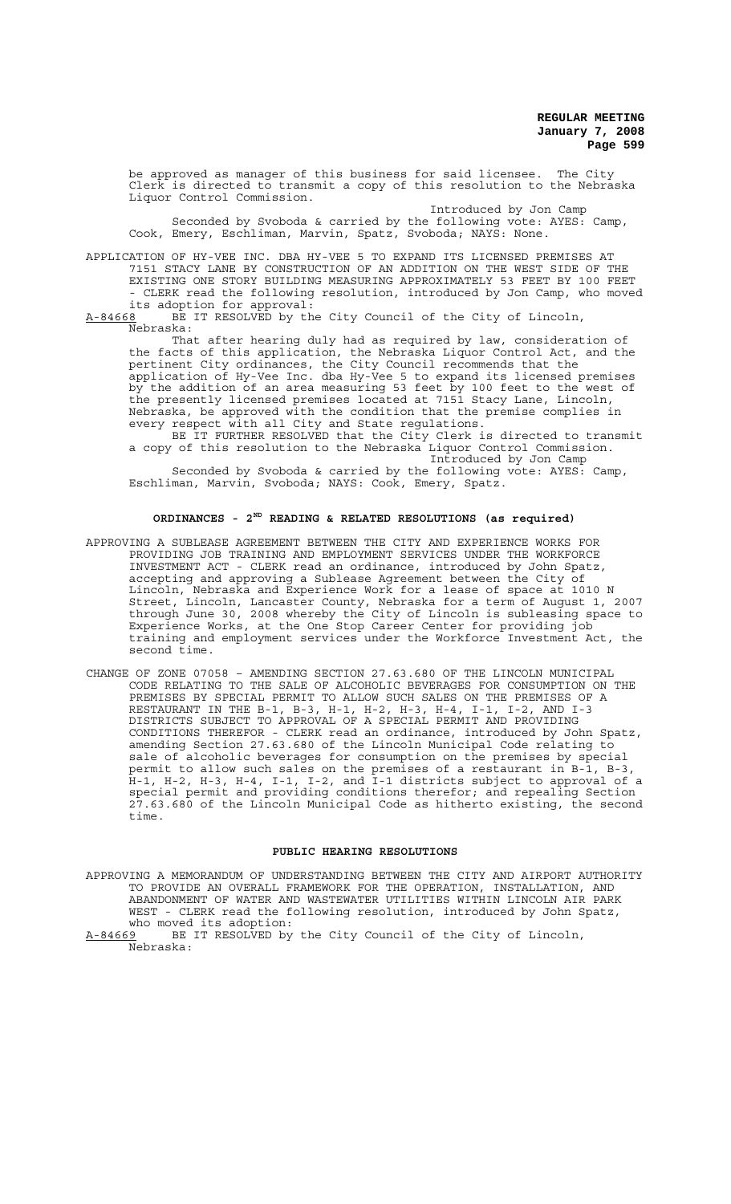be approved as manager of this business for said licensee. The City Clerk is directed to transmit a copy of this resolution to the Nebraska Liquor Control Commission.

Introduced by Jon Camp

Seconded by Svoboda & carried by the following vote: AYES: Camp, Cook, Emery, Eschliman, Marvin, Spatz, Svoboda; NAYS: None.

APPLICATION OF HY-VEE INC. DBA HY-VEE 5 TO EXPAND ITS LICENSED PREMISES AT 7151 STACY LANE BY CONSTRUCTION OF AN ADDITION ON THE WEST SIDE OF THE EXISTING ONE STORY BUILDING MEASURING APPROXIMATELY 53 FEET BY 100 FEET - CLERK read the following resolution, introduced by Jon Camp, who moved its adoption for approval:

A-84668 BE IT RESOLVED by the City Council of the City of Lincoln, Nebraska:

That after hearing duly had as required by law, consideration of the facts of this application, the Nebraska Liquor Control Act, and the pertinent City ordinances, the City Council recommends that the application of Hy-Vee Inc. dba Hy-Vee 5 to expand its licensed premises by the addition of an area measuring 53 feet by 100 feet to the west of the presently licensed premises located at 7151 Stacy Lane, Lincoln, Nebraska, be approved with the condition that the premise complies in every respect with all City and State regulations.

BE IT FURTHER RESOLVED that the City Clerk is directed to transmit a copy of this resolution to the Nebraska Liquor Control Commission.

Introduced by Jon Camp

Seconded by Svoboda & carried by the following vote: AYES: Camp, Eschliman, Marvin, Svoboda; NAYS: Cook, Emery, Spatz.

## ORDINANCES - 2ND READING & RELATED RESOLUTIONS (as required)

APPROVING A SUBLEASE AGREEMENT BETWEEN THE CITY AND EXPERIENCE WORKS FOR PROVIDING JOB TRAINING AND EMPLOYMENT SERVICES UNDER THE WORKFORCE INVESTMENT ACT - CLERK read an ordinance, introduced by John Spatz, accepting and approving a Sublease Agreement between the City of Lincoln, Nebraska and Experience Work for a lease of space at 1010 N Street, Lincoln, Lancaster County, Nebraska for a term of August 1, 2007 through June 30, 2008 whereby the City of Lincoln is subleasing space to Experience Works, at the One Stop Career Center for providing job training and employment services under the Workforce Investment Act, the second time.

CHANGE OF ZONE 07058 – AMENDING SECTION 27.63.680 OF THE LINCOLN MUNICIPAL CODE RELATING TO THE SALE OF ALCOHOLIC BEVERAGES FOR CONSUMPTION ON THE PREMISES BY SPECIAL PERMIT TO ALLOW SUCH SALES ON THE PREMISES OF A RESTAURANT IN THE B-1, B-3, H-1, H-2, H-3, H-4, I-1, I-2, AND I-3 DISTRICTS SUBJECT TO APPROVAL OF A SPECIAL PERMIT AND PROVIDING CONDITIONS THEREFOR - CLERK read an ordinance, introduced by John Spatz, amending Section 27.63.680 of the Lincoln Municipal Code relating to sale of alcoholic beverages for consumption on the premises by special permit to allow such sales on the premises of a restaurant in B-1, B-3, H-1, H-2, H-3, H-4, I-1, I-2, and I-1 districts subject to approval of a special permit and providing conditions therefor; and repealing Section 27.63.680 of the Lincoln Municipal Code as hitherto existing, the second time.

## PUBLIC HEARING RESOLUTIONS

APPROVING A MEMORANDUM OF UNDERSTANDING BETWEEN THE CITY AND AIRPORT AUTHORITY TO PROVIDE AN OVERALL FRAMEWORK FOR THE OPERATION, INSTALLATION, AND ABANDONMENT OF WATER AND WASTEWATER UTILITIES WITHIN LINCOLN AIR PARK WEST - CLERK read the following resolution, introduced by John Spatz, who moved its adoption:

A-84669 BE IT RESOLVED by the City Council of the City of Lincoln, Nebraska: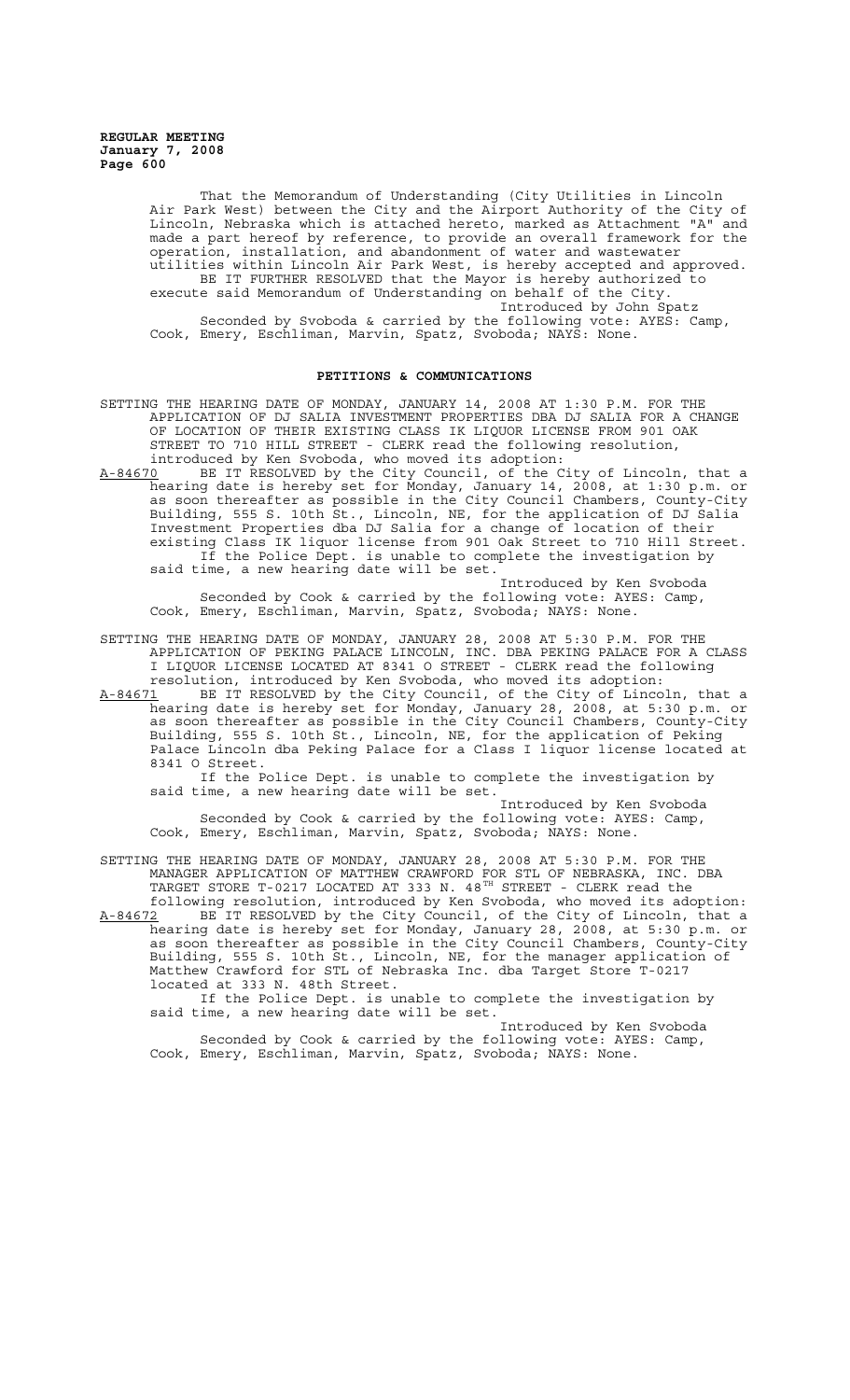That the Memorandum of Understanding (City Utilities in Lincoln Air Park West) between the City and the Airport Authority of the City of Lincoln, Nebraska which is attached hereto, marked as Attachment "A" and made a part hereof by reference, to provide an overall framework for the operation, installation, and abandonment of water and wastewater utilities within Lincoln Air Park West, is hereby accepted and approved.

BE IT FURTHER RESOLVED that the Mayor is hereby authorized to execute said Memorandum of Understanding on behalf of the City.

Introduced by John Spatz

Seconded by Svoboda & carried by the following vote: AYES: Camp, Cook, Emery, Eschliman, Marvin, Spatz, Svoboda; NAYS: None.

## PETITIONS & COMMUNICATIONS

SETTING THE HEARING DATE OF MONDAY, JANUARY 14, 2008 AT 1:30 P.M. FOR THE APPLICATION OF DJ SALIA INVESTMENT PROPERTIES DBA DJ SALIA FOR A CHANGE OF LOCATION OF THEIR EXISTING CLASS IK LIQUOR LICENSE FROM 901 OAK STREET TO 710 HILL STREET - CLERK read the following resolution, introduced by Ken Svoboda, who moved its adoption:

A-84670 BE IT RESOLVED by the City Council, of the City of Lincoln, that a hearing date is hereby set for Monday, January 14, 2008, at 1:30 p.m. or as soon thereafter as possible in the City Council Chambers, County-City Building, 555 S. 10th St., Lincoln, NE, for the application of DJ Salia Investment Properties dba DJ Salia for a change of location of their existing Class IK liquor license from 901 Oak Street to 710 Hill Street.

If the Police Dept. is unable to complete the investigation by said time, a new hearing date will be set.

Introduced by Ken Svoboda

Seconded by Cook & carried by the following vote: AYES: Camp, Cook, Emery, Eschliman, Marvin, Spatz, Svoboda; NAYS: None.

SETTING THE HEARING DATE OF MONDAY, JANUARY 28, 2008 AT 5:30 P.M. FOR THE APPLICATION OF PEKING PALACE LINCOLN, INC. DBA PEKING PALACE FOR A CLASS I LIQUOR LICENSE LOCATED AT 8341 O STREET - CLERK read the following resolution, introduced by Ken Svoboda, who moved its adoption:

A-84671 BE IT RESOLVED by the City Council, of the City of Lincoln, that a hearing date is hereby set for Monday, January 28, 2008, at 5:30 p.m. or as soon thereafter as possible in the City Council Chambers, County-City Building, 555 S. 10th St., Lincoln, NE, for the application of Peking Palace Lincoln dba Peking Palace for a Class I liquor license located at 8341 O Street.

If the Police Dept. is unable to complete the investigation by said time, a new hearing date will be set.

Introduced by Ken Svoboda

Seconded by Cook & carried by the following vote: AYES: Camp, Cook, Emery, Eschliman, Marvin, Spatz, Svoboda; NAYS: None.

SETTING THE HEARING DATE OF MONDAY, JANUARY 28, 2008 AT 5:30 P.M. FOR THE MANAGER APPLICATION OF MATTHEW CRAWFORD FOR STL OF NEBRASKA, INC. DBA TARGET STORE T-0217 LOCATED AT 333 N. 48TH STREET - CLERK read the following resolution, introduced by Ken Svoboda, who moved its adoption:

A-84672 BE IT RESOLVED by the City Council, of the City of Lincoln, that a hearing date is hereby set for Monday, January 28, 2008, at 5:30 p.m. or as soon thereafter as possible in the City Council Chambers, County-City Building, 555 S. 10th St., Lincoln, NE, for the manager application of Matthew Crawford for STL of Nebraska Inc. dba Target Store T-0217 located at 333 N. 48th Street.

If the Police Dept. is unable to complete the investigation by said time, a new hearing date will be set.

Introduced by Ken Svoboda

Seconded by Cook & carried by the following vote: AYES: Camp, Cook, Emery, Eschliman, Marvin, Spatz, Svoboda; NAYS: None.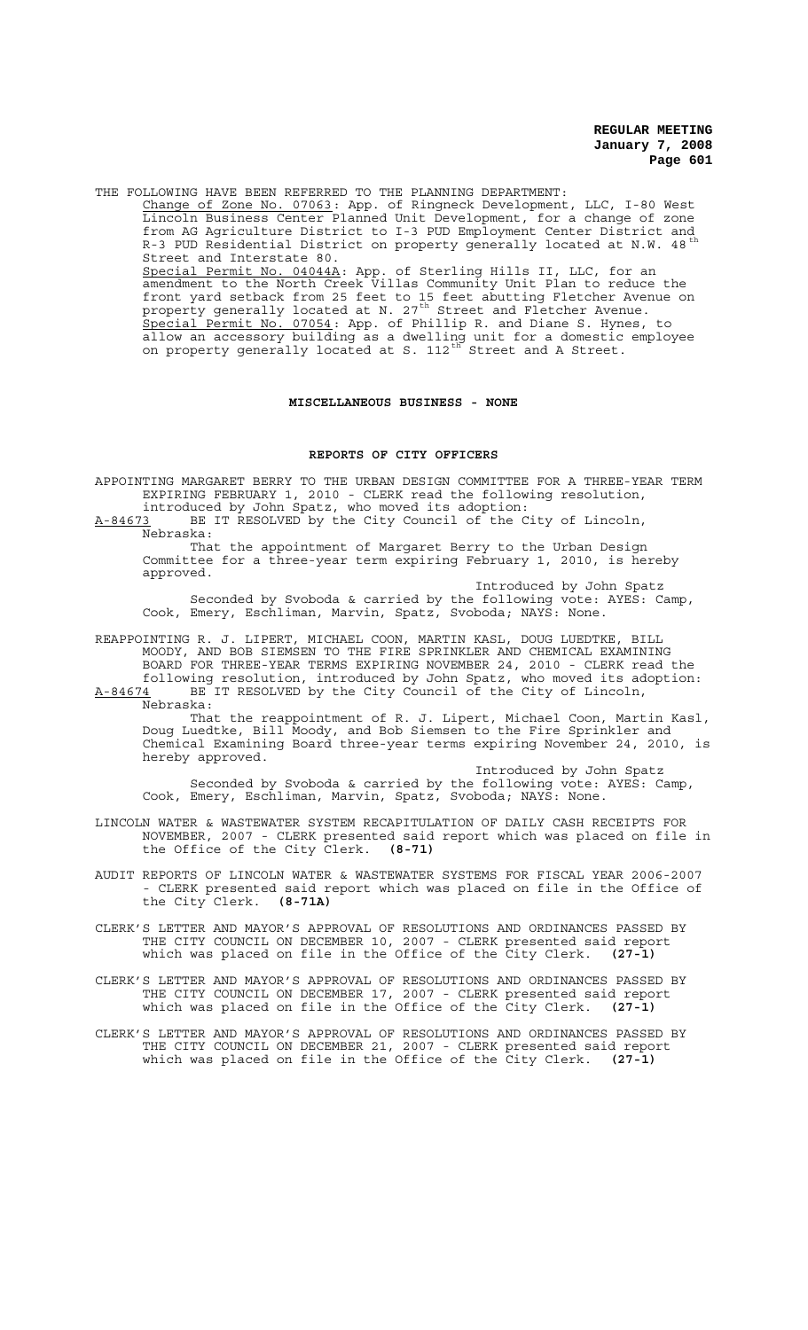THE FOLLOWING HAVE BEEN REFERRED TO THE PLANNING DEPARTMENT:

Change of Zone No. 07063: App. of Ringneck Development, LLC, I-80 West Lincoln Business Center Planned Unit Development, for a change of zone from AG Agriculture District to I-3 PUD Employment Center District and R-3 PUD Residential District on property generally located at N.W. 48th Street and Interstate 80.

Special Permit No. 04044A: App. of Sterling Hills II, LLC, for an amendment to the North Creek Villas Community Unit Plan to reduce the front yard setback from 25 feet to 15 feet abutting Fletcher Avenue on property generally located at N. 27th Street and Fletcher Avenue.

Special Permit No. 07054: App. of Phillip R. and Diane S. Hynes, to allow an accessory building as a dwelling unit for a domestic employee on property generally located at S. 112th Street and A Street.

## MISCELLANEOUS BUSINESS - NONE

## REPORTS OF CITY OFFICERS

APPOINTING MARGARET BERRY TO THE URBAN DESIGN COMMITTEE FOR A THREE-YEAR TERM EXPIRING FEBRUARY 1, 2010 - CLERK read the following resolution, introduced by John Spatz, who moved its adoption:

A-84673 BE IT RESOLVED by the City Council of the City of Lincoln, Nebraska:

That the appointment of Margaret Berry to the Urban Design Committee for a three-year term expiring February 1, 2010, is hereby approved.

Introduced by John Spatz

Seconded by Svoboda & carried by the following vote: AYES: Camp, Cook, Emery, Eschliman, Marvin, Spatz, Svoboda; NAYS: None.

REAPPOINTING R. J. LIPERT, MICHAEL COON, MARTIN KASL, DOUG LUEDTKE, BILL MOODY, AND BOB SIEMSEN TO THE FIRE SPRINKLER AND CHEMICAL EXAMINING BOARD FOR THREE-YEAR TERMS EXPIRING NOVEMBER 24, 2010 - CLERK read the following resolution, introduced by John Spatz, who moved its adoption:

A-84674 BE IT RESOLVED by the City Council of the City of Lincoln, Nebraska:

That the reappointment of R. J. Lipert, Michael Coon, Martin Kasl, Doug Luedtke, Bill Moody, and Bob Siemsen to the Fire Sprinkler and Chemical Examining Board three-year terms expiring November 24, 2010, is hereby approved.

Introduced by John Spatz

Seconded by Svoboda & carried by the following vote: AYES: Camp, Cook, Emery, Eschliman, Marvin, Spatz, Svoboda; NAYS: None.

LINCOLN WATER & WASTEWATER SYSTEM RECAPITULATION OF DAILY CASH RECEIPTS FOR NOVEMBER, 2007 - CLERK presented said report which was placed on file in the Office of the City Clerk. **(8-71)**

AUDIT REPORTS OF LINCOLN WATER & WASTEWATER SYSTEMS FOR FISCAL YEAR 2006-2007 - CLERK presented said report which was placed on file in the Office of the City Clerk. **(8-71A)**

CLERK'S LETTER AND MAYOR'S APPROVAL OF RESOLUTIONS AND ORDINANCES PASSED BY THE CITY COUNCIL ON DECEMBER 10, 2007 - CLERK presented said report which was placed on file in the Office of the City Clerk. **(27-1)**

CLERK'S LETTER AND MAYOR'S APPROVAL OF RESOLUTIONS AND ORDINANCES PASSED BY THE CITY COUNCIL ON DECEMBER 17, 2007 - CLERK presented said report which was placed on file in the Office of the City Clerk. **(27-1)**

CLERK'S LETTER AND MAYOR'S APPROVAL OF RESOLUTIONS AND ORDINANCES PASSED BY THE CITY COUNCIL ON DECEMBER 21, 2007 - CLERK presented said report which was placed on file in the Office of the City Clerk. **(27-1)**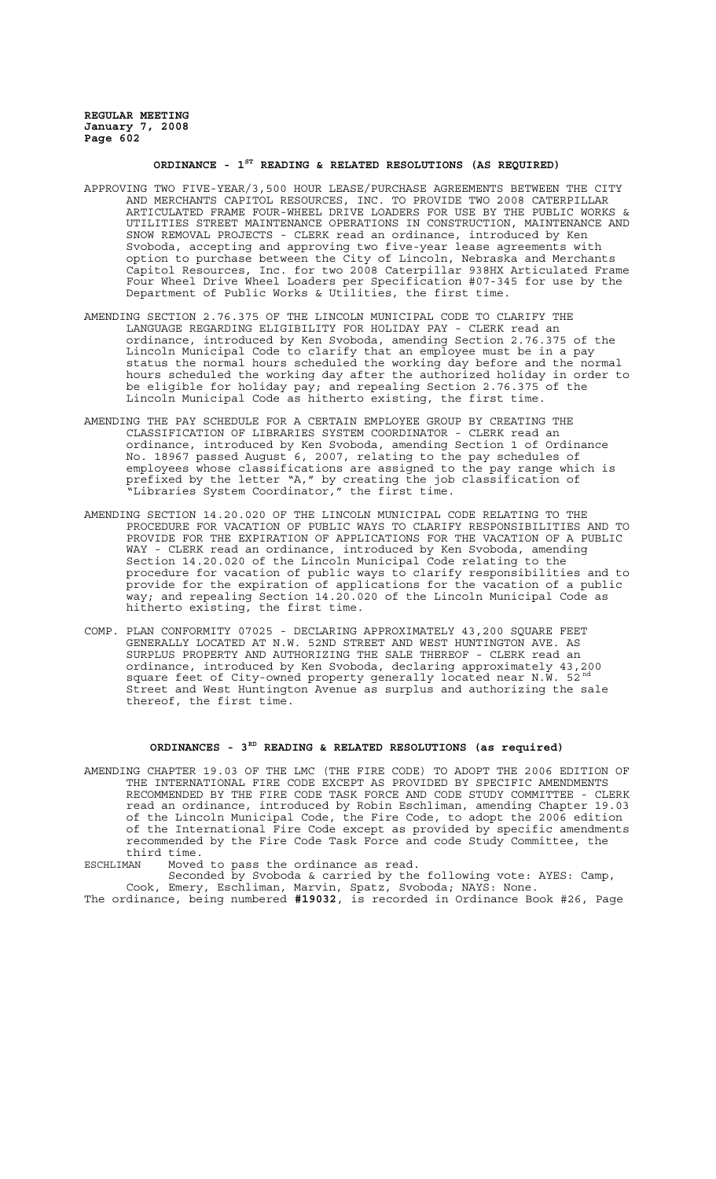## ORDINANCE - 1ST READING & RELATED RESOLUTIONS (AS REQUIRED)

APPROVING TWO FIVE-YEAR/3,500 HOUR LEASE/PURCHASE AGREEMENTS BETWEEN THE CITY AND MERCHANTS CAPITOL RESOURCES, INC. TO PROVIDE TWO 2008 CATERPILLAR ARTICULATED FRAME FOUR-WHEEL DRIVE LOADERS FOR USE BY THE PUBLIC WORKS & UTILITIES STREET MAINTENANCE OPERATIONS IN CONSTRUCTION, MAINTENANCE AND SNOW REMOVAL PROJECTS - CLERK read an ordinance, introduced by Ken Svoboda, accepting and approving two five-year lease agreements with option to purchase between the City of Lincoln, Nebraska and Merchants Capitol Resources, Inc. for two 2008 Caterpillar 938HX Articulated Frame Four Wheel Drive Wheel Loaders per Specification #07-345 for use by the Department of Public Works & Utilities, the first time.

AMENDING SECTION 2.76.375 OF THE LINCOLN MUNICIPAL CODE TO CLARIFY THE LANGUAGE REGARDING ELIGIBILITY FOR HOLIDAY PAY - CLERK read an ordinance, introduced by Ken Svoboda, amending Section 2.76.375 of the Lincoln Municipal Code to clarify that an employee must be in a pay status the normal hours scheduled the working day before and the normal hours scheduled the working day after the authorized holiday in order to be eligible for holiday pay; and repealing Section 2.76.375 of the Lincoln Municipal Code as hitherto existing, the first time.

AMENDING THE PAY SCHEDULE FOR A CERTAIN EMPLOYEE GROUP BY CREATING THE CLASSIFICATION OF LIBRARIES SYSTEM COORDINATOR - CLERK read an ordinance, introduced by Ken Svoboda, amending Section 1 of Ordinance No. 18967 passed August 6, 2007, relating to the pay schedules of employees whose classifications are assigned to the pay range which is prefixed by the letter "A," by creating the job classification of "Libraries System Coordinator," the first time.

AMENDING SECTION 14.20.020 OF THE LINCOLN MUNICIPAL CODE RELATING TO THE PROCEDURE FOR VACATION OF PUBLIC WAYS TO CLARIFY RESPONSIBILITIES AND TO PROVIDE FOR THE EXPIRATION OF APPLICATIONS FOR THE VACATION OF A PUBLIC WAY - CLERK read an ordinance, introduced by Ken Svoboda, amending Section 14.20.020 of the Lincoln Municipal Code relating to the procedure for vacation of public ways to clarify responsibilities and to provide for the expiration of applications for the vacation of a public way; and repealing Section 14.20.020 of the Lincoln Municipal Code as hitherto existing, the first time.

COMP. PLAN CONFORMITY 07025 - DECLARING APPROXIMATELY 43,200 SQUARE FEET GENERALLY LOCATED AT N.W. 52ND STREET AND WEST HUNTINGTON AVE. AS SURPLUS PROPERTY AND AUTHORIZING THE SALE THEREOF - CLERK read an ordinance, introduced by Ken Svoboda, declaring approximately 43,200 square feet of City-owned property generally located near N.W. 52nd Street and West Huntington Avenue as surplus and authorizing the sale thereof, the first time.

## ORDINANCES - 3RD READING & RELATED RESOLUTIONS (as required)

AMENDING CHAPTER 19.03 OF THE LMC (THE FIRE CODE) TO ADOPT THE 2006 EDITION OF THE INTERNATIONAL FIRE CODE EXCEPT AS PROVIDED BY SPECIFIC AMENDMENTS RECOMMENDED BY THE FIRE CODE TASK FORCE AND CODE STUDY COMMITTEE - CLERK read an ordinance, introduced by Robin Eschliman, amending Chapter 19.03 of the Lincoln Municipal Code, the Fire Code, to adopt the 2006 edition of the International Fire Code except as provided by specific amendments recommended by the Fire Code Task Force and code Study Committee, the third time.

ESCHLIMAN Moved to pass the ordinance as read.

Seconded by Svoboda & carried by the following vote: AYES: Camp, Cook, Emery, Eschliman, Marvin, Spatz, Svoboda; NAYS: None.

The ordinance, being numbered **#19032**, is recorded in Ordinance Book #26, Page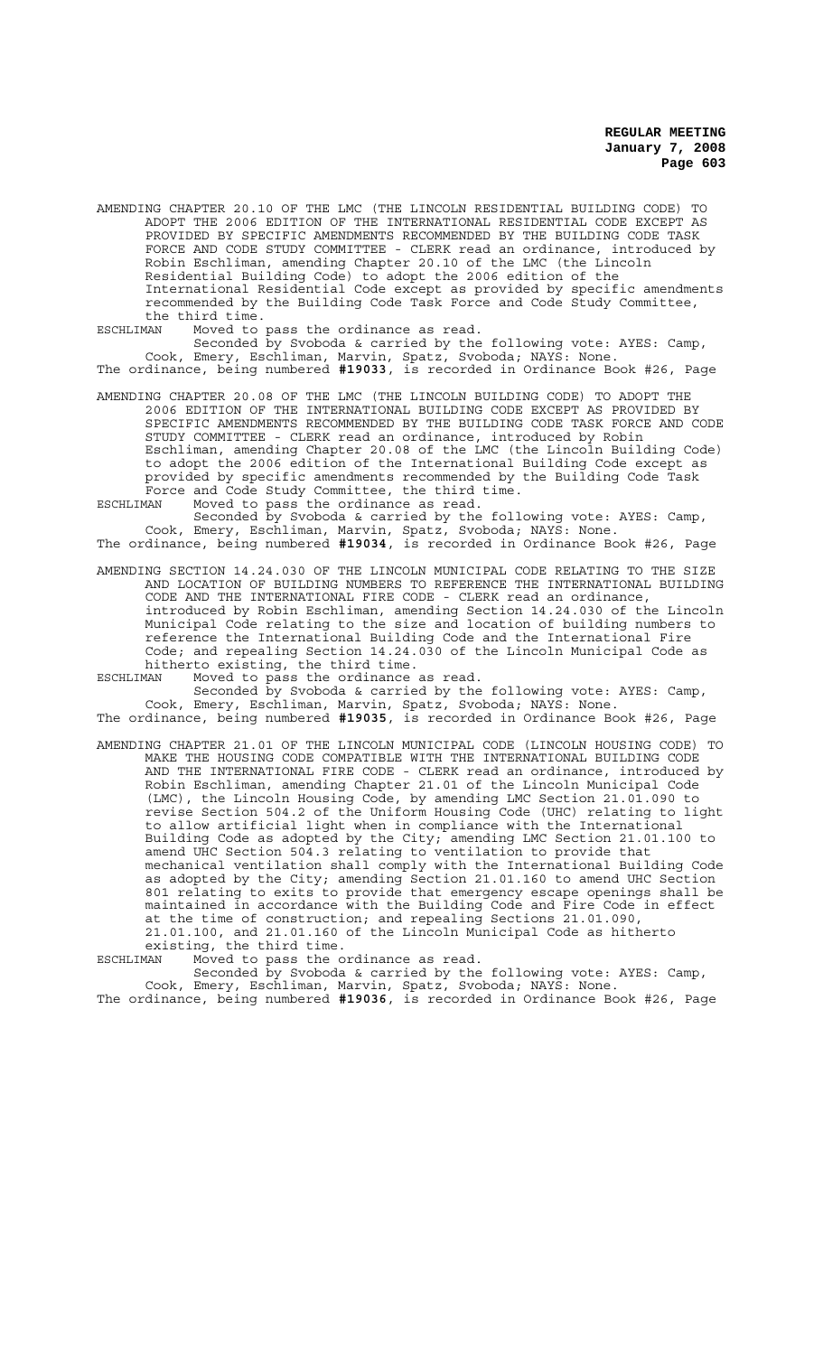AMENDING CHAPTER 20.10 OF THE LMC (THE LINCOLN RESIDENTIAL BUILDING CODE) TO ADOPT THE 2006 EDITION OF THE INTERNATIONAL RESIDENTIAL CODE EXCEPT AS PROVIDED BY SPECIFIC AMENDMENTS RECOMMENDED BY THE BUILDING CODE TASK FORCE AND CODE STUDY COMMITTEE - CLERK read an ordinance, introduced by Robin Eschliman, amending Chapter 20.10 of the LMC (the Lincoln Residential Building Code) to adopt the 2006 edition of the International Residential Code except as provided by specific amendments recommended by the Building Code Task Force and Code Study Committee, the third time.

ESCHLIMAN Moved to pass the ordinance as read.

Seconded by Svoboda & carried by the following vote: AYES: Camp, Cook, Emery, Eschliman, Marvin, Spatz, Svoboda; NAYS: None.

The ordinance, being numbered **#19033**, is recorded in Ordinance Book #26, Page

AMENDING CHAPTER 20.08 OF THE LMC (THE LINCOLN BUILDING CODE) TO ADOPT THE 2006 EDITION OF THE INTERNATIONAL BUILDING CODE EXCEPT AS PROVIDED BY SPECIFIC AMENDMENTS RECOMMENDED BY THE BUILDING CODE TASK FORCE AND CODE STUDY COMMITTEE - CLERK read an ordinance, introduced by Robin Eschliman, amending Chapter 20.08 of the LMC (the Lincoln Building Code) to adopt the 2006 edition of the International Building Code except as provided by specific amendments recommended by the Building Code Task Force and Code Study Committee, the third time.

ESCHLIMAN Moved to pass the ordinance as read.

Seconded by Svoboda & carried by the following vote: AYES: Camp, Cook, Emery, Eschliman, Marvin, Spatz, Svoboda; NAYS: None.

The ordinance, being numbered **#19034**, is recorded in Ordinance Book #26, Page

AMENDING SECTION 14.24.030 OF THE LINCOLN MUNICIPAL CODE RELATING TO THE SIZE AND LOCATION OF BUILDING NUMBERS TO REFERENCE THE INTERNATIONAL BUILDING CODE AND THE INTERNATIONAL FIRE CODE - CLERK read an ordinance, introduced by Robin Eschliman, amending Section 14.24.030 of the Lincoln Municipal Code relating to the size and location of building numbers to reference the International Building Code and the International Fire Code; and repealing Section 14.24.030 of the Lincoln Municipal Code as hitherto existing, the third time.

ESCHLIMAN Moved to pass the ordinance as read.

Seconded by Svoboda & carried by the following vote: AYES: Camp, Cook, Emery, Eschliman, Marvin, Spatz, Svoboda; NAYS: None.

The ordinance, being numbered **#19035**, is recorded in Ordinance Book #26, Page

AMENDING CHAPTER 21.01 OF THE LINCOLN MUNICIPAL CODE (LINCOLN HOUSING CODE) TO MAKE THE HOUSING CODE COMPATIBLE WITH THE INTERNATIONAL BUILDING CODE AND THE INTERNATIONAL FIRE CODE - CLERK read an ordinance, introduced by Robin Eschliman, amending Chapter 21.01 of the Lincoln Municipal Code (LMC), the Lincoln Housing Code, by amending LMC Section 21.01.090 to revise Section 504.2 of the Uniform Housing Code (UHC) relating to light to allow artificial light when in compliance with the International Building Code as adopted by the City; amending LMC Section 21.01.100 to amend UHC Section 504.3 relating to ventilation to provide that mechanical ventilation shall comply with the International Building Code as adopted by the City; amending Section 21.01.160 to amend UHC Section 801 relating to exits to provide that emergency escape openings shall be maintained in accordance with the Building Code and Fire Code in effect at the time of construction; and repealing Sections 21.01.090, 21.01.100, and 21.01.160 of the Lincoln Municipal Code as hitherto existing, the third time.

ESCHLIMAN Moved to pass the ordinance as read.

Seconded by Svoboda & carried by the following vote: AYES: Camp, Cook, Emery, Eschliman, Marvin, Spatz, Svoboda; NAYS: None.

The ordinance, being numbered **#19036**, is recorded in Ordinance Book #26, Page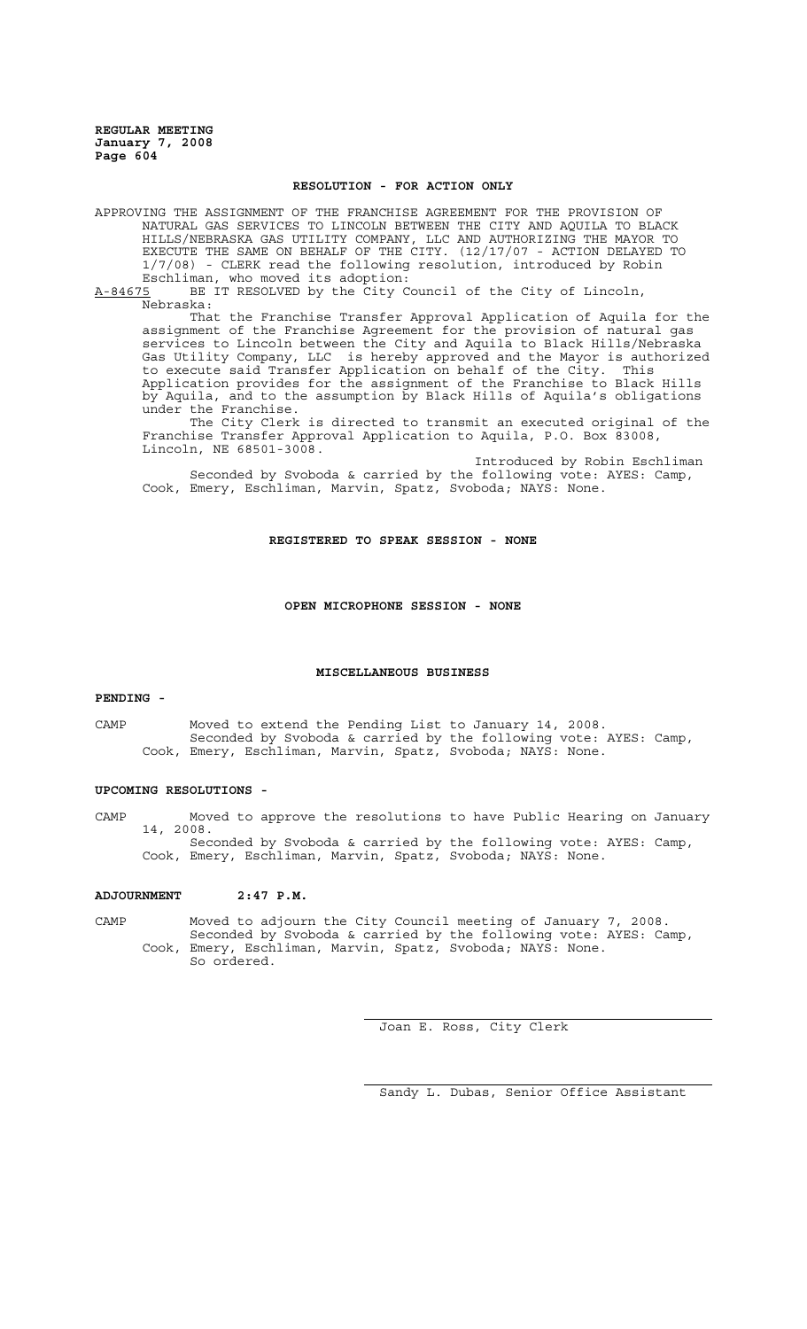**RESOLUTION - FOR ACTION ONLY**

APPROVING THE ASSIGNMENT OF THE FRANCHISE AGREEMENT FOR THE PROVISION OF NATURAL GAS SERVICES TO LINCOLN BETWEEN THE CITY AND AQUILA TO BLACK HILLS/NEBRASKA GAS UTILITY COMPANY, LLC AND AUTHORIZING THE MAYOR TO EXECUTE THE SAME ON BEHALF OF THE CITY. (12/17/07 - ACTION DELAYED TO 1/7/08) - CLERK read the following resolution, introduced by Robin Eschliman, who moved its adoption:

A-84675 BE IT RESOLVED by the City Council of the City of Lincoln, Nebraska:

That the Franchise Transfer Approval Application of Aquila for the assignment of the Franchise Agreement for the provision of natural gas services to Lincoln between the City and Aquila to Black Hills/Nebraska Gas Utility Company, LLC is hereby approved and the Mayor is authorized to execute said Transfer Application on behalf of the City. This Application provides for the assignment of the Franchise to Black Hills by Aquila, and to the assumption by Black Hills of Aquila's obligations under the Franchise.

The City Clerk is directed to transmit an executed original of the Franchise Transfer Approval Application to Aquila, P.O. Box 83008, Lincoln, NE 68501-3008.

Introduced by Robin Eschliman

Seconded by Svoboda & carried by the following vote: AYES: Camp, Cook, Emery, Eschliman, Marvin, Spatz, Svoboda; NAYS: None.

**REGISTERED TO SPEAK SESSION - NONE**

**OPEN MICROPHONE SESSION - NONE**

**MISCELLANEOUS BUSINESS**

**PENDING -**

CAMP Moved to extend the Pending List to January 14, 2008.
Seconded by Svoboda & carried by the following vote: AYES: Camp, Cook, Emery, Eschliman, Marvin, Spatz, Svoboda; NAYS: None.

**UPCOMING RESOLUTIONS -**

CAMP Moved to approve the resolutions to have Public Hearing on January 14, 2008.
Seconded by Svoboda & carried by the following vote: AYES: Camp, Cook, Emery, Eschliman, Marvin, Spatz, Svoboda; NAYS: None.

**ADJOURNMENT 2:47 P.M.**

CAMP Moved to adjourn the City Council meeting of January 7, 2008.
Seconded by Svoboda & carried by the following vote: AYES: Camp, Cook, Emery, Eschliman, Marvin, Spatz, Svoboda; NAYS: None.
So ordered.

Joan E. Ross, City Clerk

Sandy L. Dubas, Senior Office Assistant